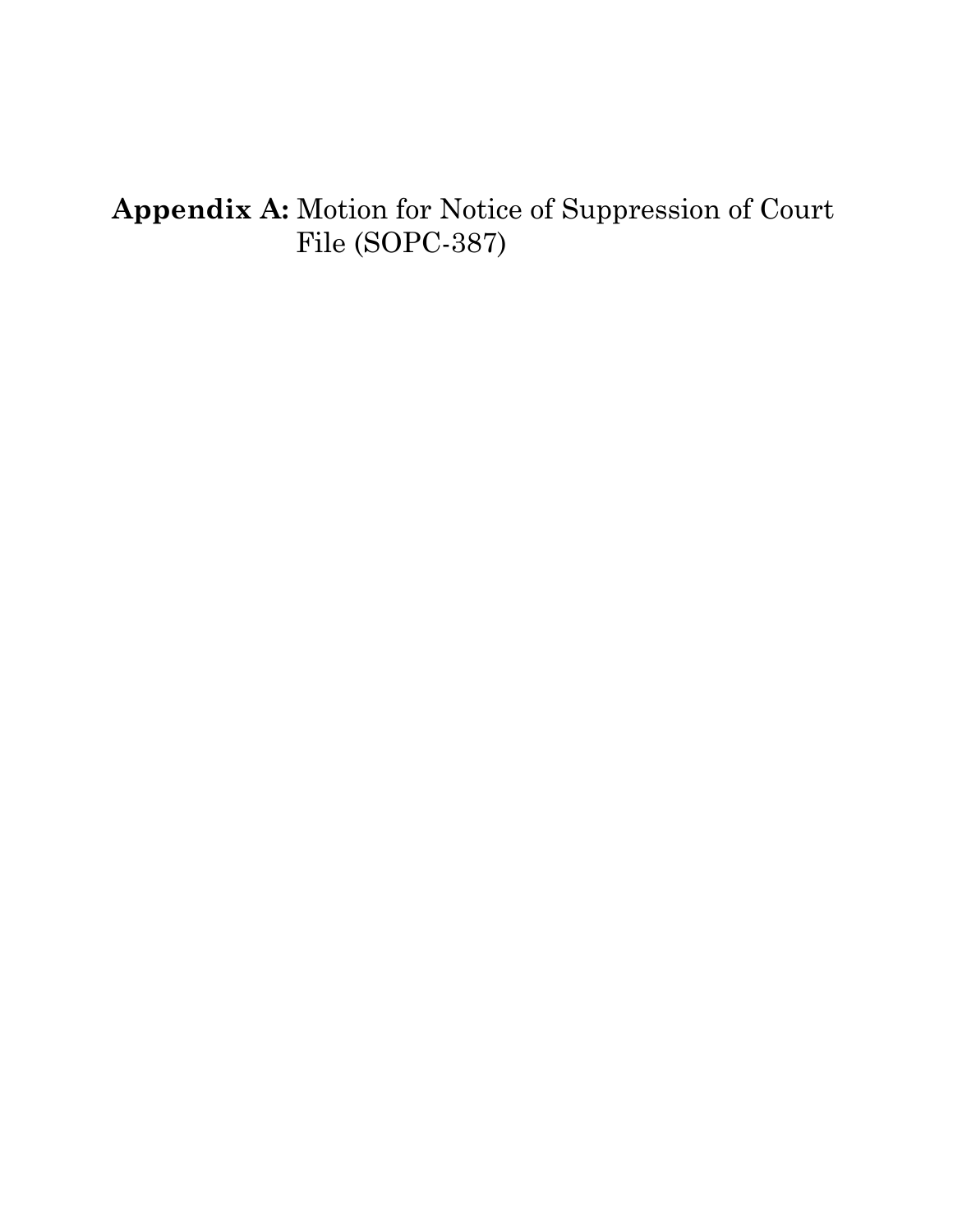**Appendix A:** Motion for Notice of Suppression of Court File (SOPC-387)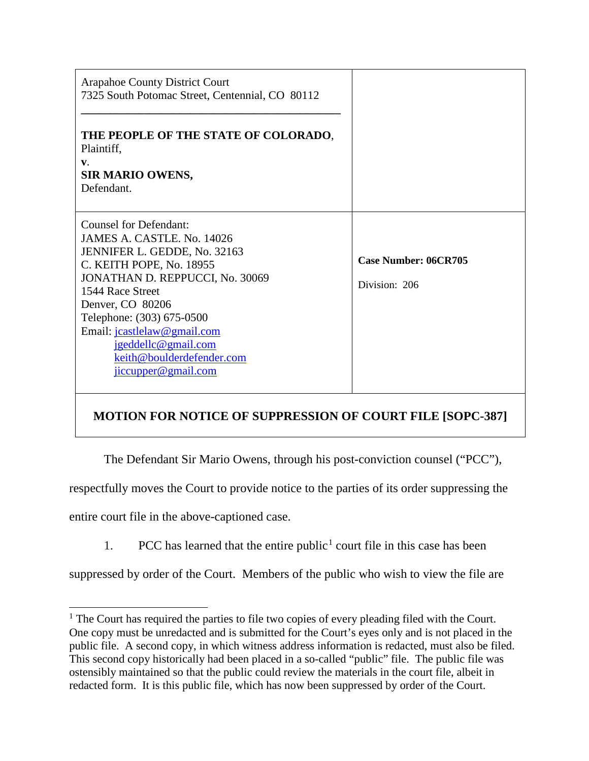| Arapahoe County District Court<br>7325 South Potomac Street, Centennial, CO 80112<br><br>**THE PEOPLE OF THE STATE OF COLORADO**, Plaintiff,<br>**v.**<br>**SIR MARIO OWENS,**<br>Defendant. | |
|---|---|
| Counsel for Defendant:<br>JAMES A. CASTLE. No. 14026<br>JENNIFER L. GEDDE, No. 32163<br>C. KEITH POPE, No. 18955<br>JONATHAN D. REPPUCCI, No. 30069<br>1544 Race Street<br>Denver, CO 80206<br>Telephone: (303) 675-0500<br>Email: jcastlelaw@gmail.com<br>jgeddellc@gmail.com<br>keith@boulderdefender.com<br>jiccupper@gmail.com | **Case Number: 06CR705**<br><br>Division: 206 |

**MOTION FOR NOTICE OF SUPPRESSION OF COURT FILE [SOPC-387]**

The Defendant Sir Mario Owens, through his post-conviction counsel ("PCC"), respectfully moves the Court to provide notice to the parties of its order suppressing the entire court file in the above-captioned case.

1. PCC has learned that the entire public[1] court file in this case has been suppressed by order of the Court. Members of the public who wish to view the file are

[1] The Court has required the parties to file two copies of every pleading filed with the Court. One copy must be unredacted and is submitted for the Court's eyes only and is not placed in the public file. A second copy, in which witness address information is redacted, must also be filed. This second copy historically had been placed in a so-called "public" file. The public file was ostensibly maintained so that the public could review the materials in the court file, albeit in redacted form. It is this public file, which has now been suppressed by order of the Court.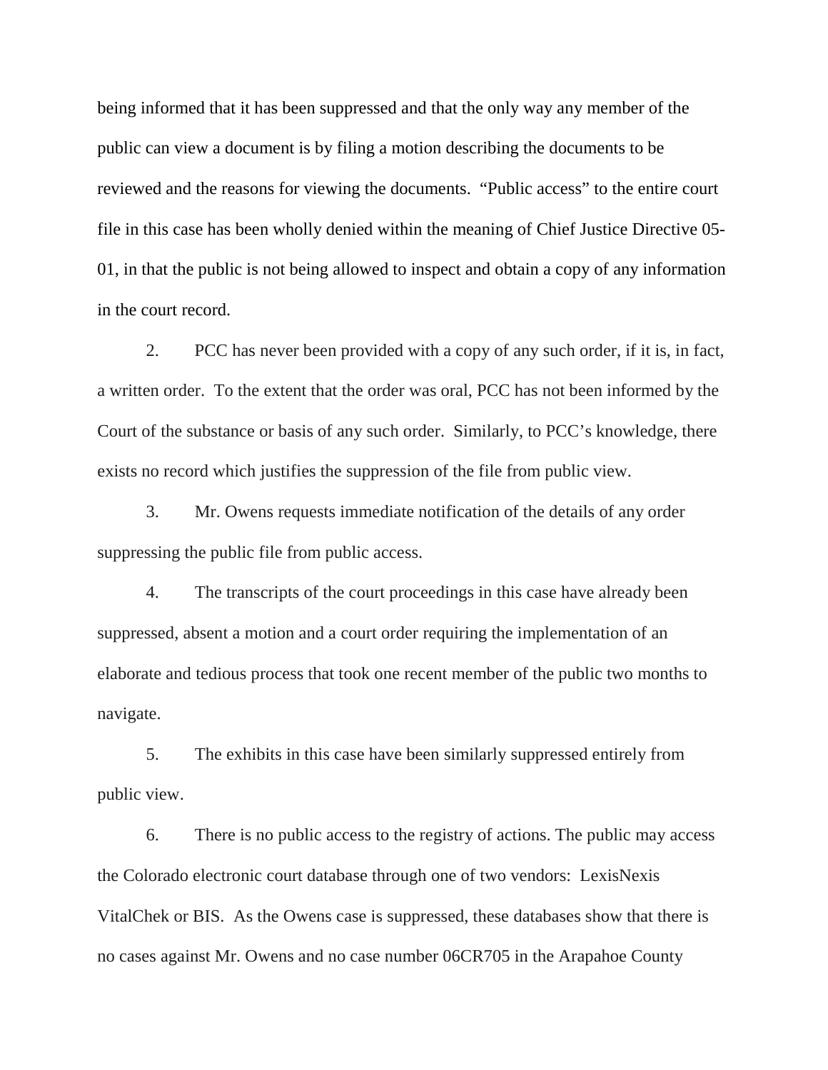being informed that it has been suppressed and that the only way any member of the public can view a document is by filing a motion describing the documents to be reviewed and the reasons for viewing the documents. "Public access" to the entire court file in this case has been wholly denied within the meaning of Chief Justice Directive 05-01, in that the public is not being allowed to inspect and obtain a copy of any information in the court record.

2. PCC has never been provided with a copy of any such order, if it is, in fact, a written order. To the extent that the order was oral, PCC has not been informed by the Court of the substance or basis of any such order. Similarly, to PCC's knowledge, there exists no record which justifies the suppression of the file from public view.

3. Mr. Owens requests immediate notification of the details of any order suppressing the public file from public access.

4. The transcripts of the court proceedings in this case have already been suppressed, absent a motion and a court order requiring the implementation of an elaborate and tedious process that took one recent member of the public two months to navigate.

5. The exhibits in this case have been similarly suppressed entirely from public view.

6. There is no public access to the registry of actions. The public may access the Colorado electronic court database through one of two vendors: LexisNexis VitalChek or BIS. As the Owens case is suppressed, these databases show that there is no cases against Mr. Owens and no case number 06CR705 in the Arapahoe County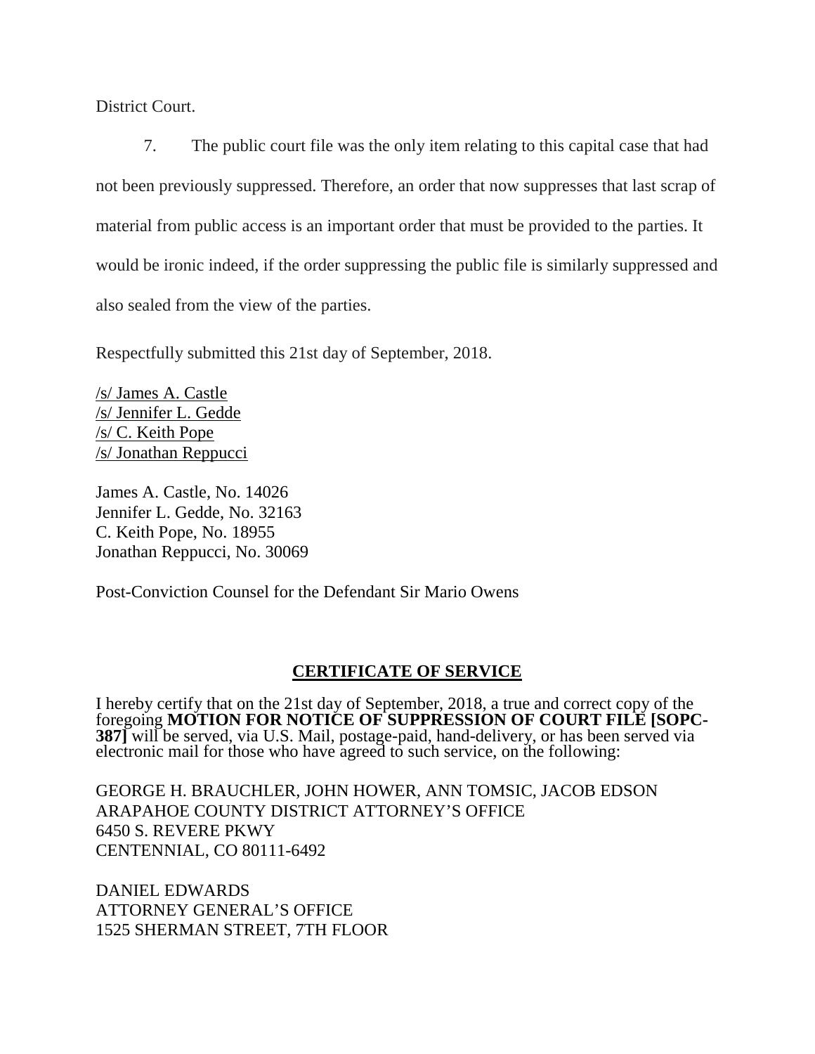District Court.

7. The public court file was the only item relating to this capital case that had not been previously suppressed. Therefore, an order that now suppresses that last scrap of material from public access is an important order that must be provided to the parties. It would be ironic indeed, if the order suppressing the public file is similarly suppressed and also sealed from the view of the parties.

Respectfully submitted this 21st day of September, 2018.

/s/ James A. Castle
/s/ Jennifer L. Gedde
/s/ C. Keith Pope
/s/ Jonathan Reppucci

James A. Castle, No. 14026
Jennifer L. Gedde, No. 32163
C. Keith Pope, No. 18955
Jonathan Reppucci, No. 30069

Post-Conviction Counsel for the Defendant Sir Mario Owens

## CERTIFICATE OF SERVICE

I hereby certify that on the 21st day of September, 2018, a true and correct copy of the foregoing **MOTION FOR NOTICE OF SUPPRESSION OF COURT FILE [SOPC-387]** will be served, via U.S. Mail, postage-paid, hand-delivery, or has been served via electronic mail for those who have agreed to such service, on the following:

GEORGE H. BRAUCHLER, JOHN HOWER, ANN TOMSIC, JACOB EDSON
ARAPAHOE COUNTY DISTRICT ATTORNEY'S OFFICE
6450 S. REVERE PKWY
CENTENNIAL, CO 80111-6492

DANIEL EDWARDS
ATTORNEY GENERAL'S OFFICE
1525 SHERMAN STREET, 7TH FLOOR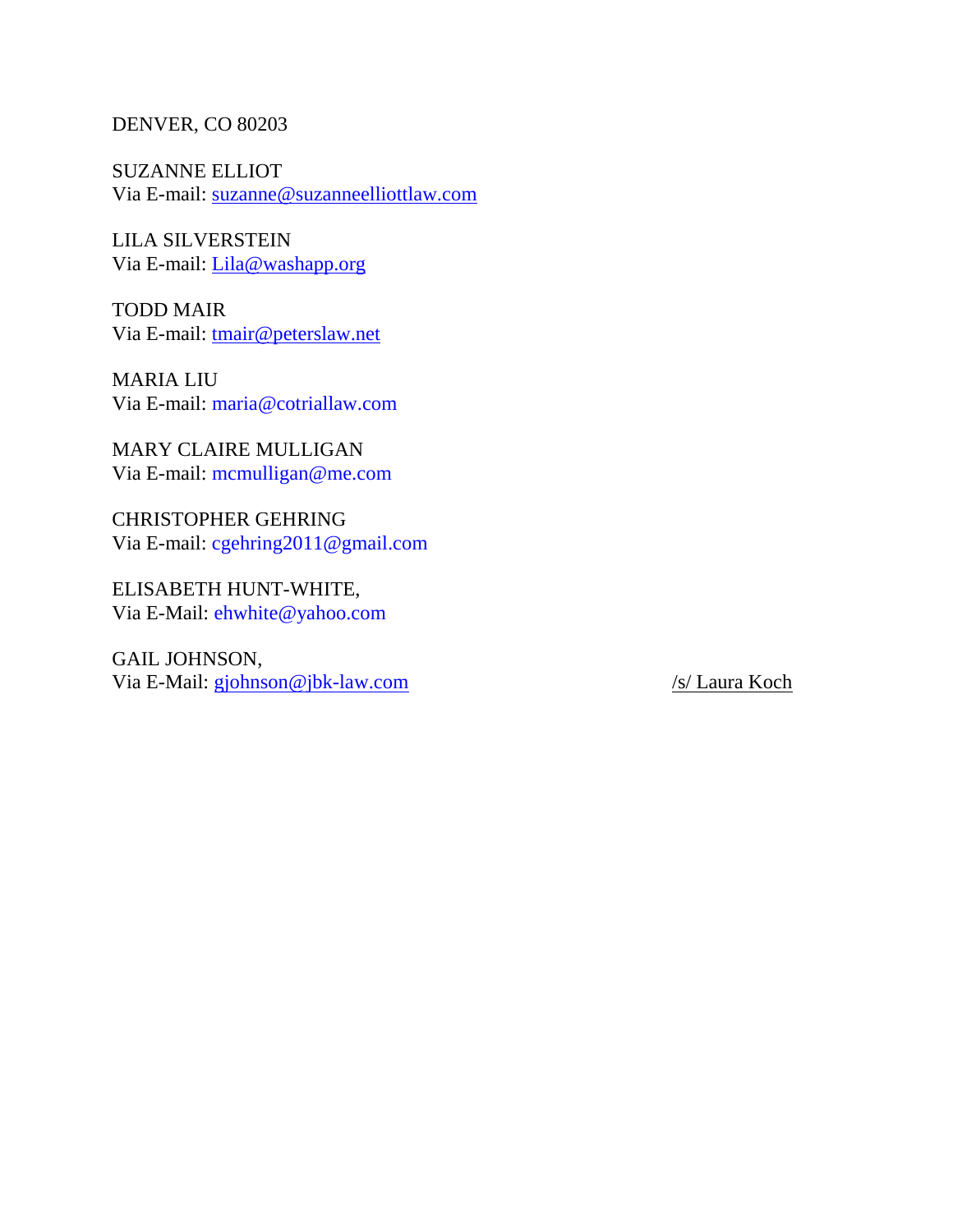DENVER, CO 80203

SUZANNE ELLIOT
Via E-mail: suzanne@suzanneelliottlaw.com

LILA SILVERSTEIN
Via E-mail: Lila@washapp.org

TODD MAIR
Via E-mail: tmair@peterslaw.net

MARIA LIU
Via E-mail: maria@cotriallaw.com

MARY CLAIRE MULLIGAN
Via E-mail: mcmulligan@me.com

CHRISTOPHER GEHRING
Via E-mail: cgehring2011@gmail.com

ELISABETH HUNT-WHITE,
Via E-Mail: ehwhite@yahoo.com

GAIL JOHNSON,
Via E-Mail: gjohnson@jbk-law.com

/s/ Laura Koch